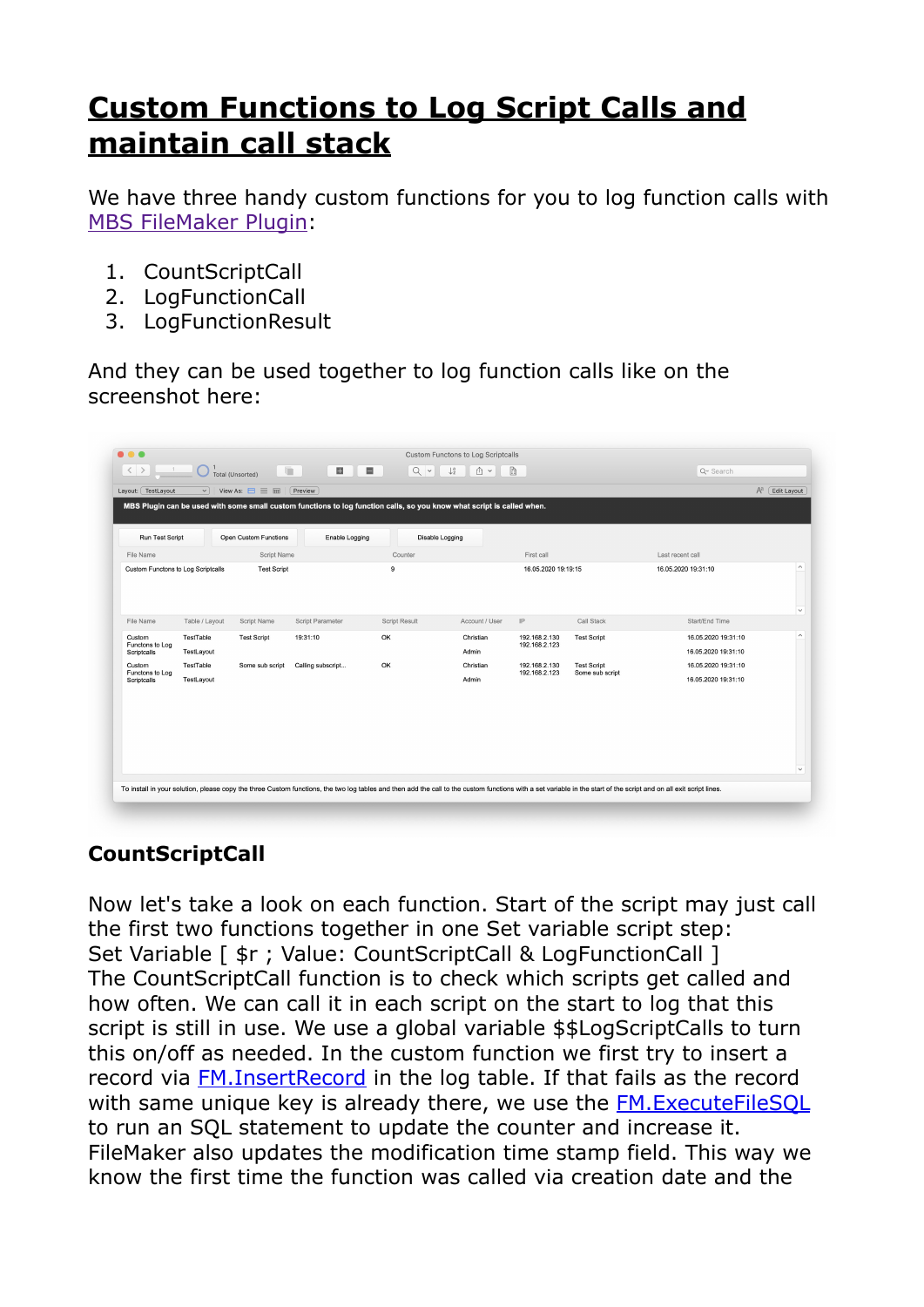# Custom Functions to Log Script Calls and maintain call stack

We have three handy custom functions for you to log function calls with MBS FileMaker Plugin:

1. CountScriptCall
2. LogFunctionCall
3. LogFunctionResult

And they can be used together to log function calls like on the screenshot here:

## CountScriptCall

Now let's take a look on each function. Start of the script may just call the first two functions together in one Set variable script step:
Set Variable [ $r ; Value: CountScriptCall & LogFunctionCall ]
The CountScriptCall function is to check which scripts get called and how often. We can call it in each script on the start to log that this script is still in use. We use a global variable $$LogScriptCalls to turn this on/off as needed. In the custom function we first try to insert a record via FM.InsertRecord in the log table. If that fails as the record with same unique key is already there, we use the FM.ExecuteFileSQL to run an SQL statement to update the counter and increase it. FileMaker also updates the modification time stamp field. This way we know the first time the function was called via creation date and the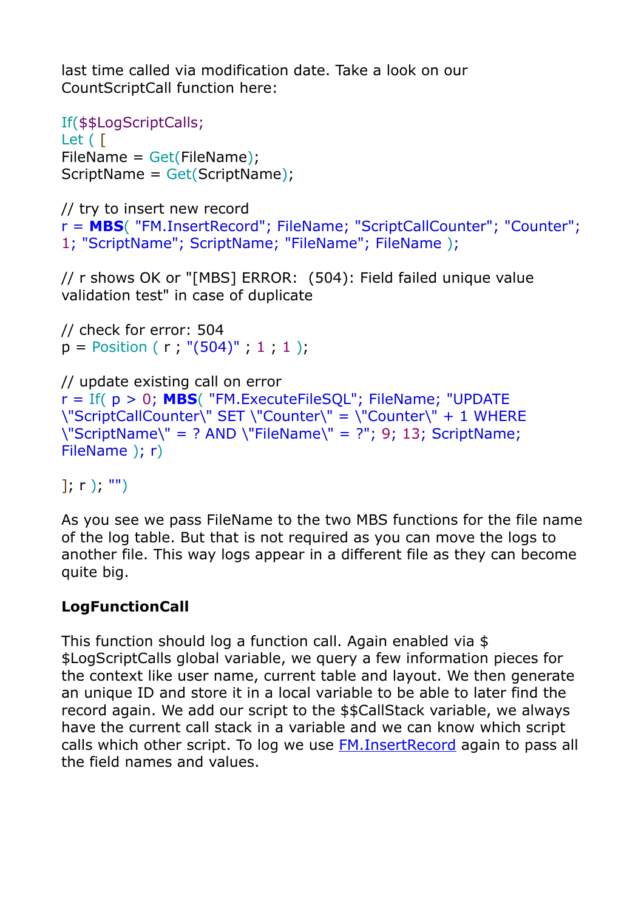last time called via modification date. Take a look on our CountScriptCall function here:

```
If($$LogScriptCalls;
Let ( [
FileName = Get(FileName);
ScriptName = Get(ScriptName);

// try to insert new record
r = MBS( "FM.InsertRecord"; FileName; "ScriptCallCounter"; "Counter";
1; "ScriptName"; ScriptName; "FileName"; FileName );

// r shows OK or "[MBS] ERROR:  (504): Field failed unique value
validation test" in case of duplicate

// check for error: 504
p = Position ( r ; "(504)" ; 1 ; 1 );

// update existing call on error
r = If( p > 0; MBS( "FM.ExecuteFileSQL"; FileName; "UPDATE
\"ScriptCallCounter\" SET \"Counter\" = \"Counter\" + 1 WHERE
\"ScriptName\" = ? AND \"FileName\" = ?"; 9; 13; ScriptName;
FileName ); r)

]; r ); "")
```

As you see we pass FileName to the two MBS functions for the file name of the log table. But that is not required as you can move the logs to another file. This way logs appear in a different file as they can become quite big.

**LogFunctionCall**

This function should log a function call. Again enabled via $$LogScriptCalls global variable, we query a few information pieces for the context like user name, current table and layout. We then generate an unique ID and store it in a local variable to be able to later find the record again. We add our script to the $$CallStack variable, we always have the current call stack in a variable and we can know which script calls which other script. To log we use FM.InsertRecord again to pass all the field names and values.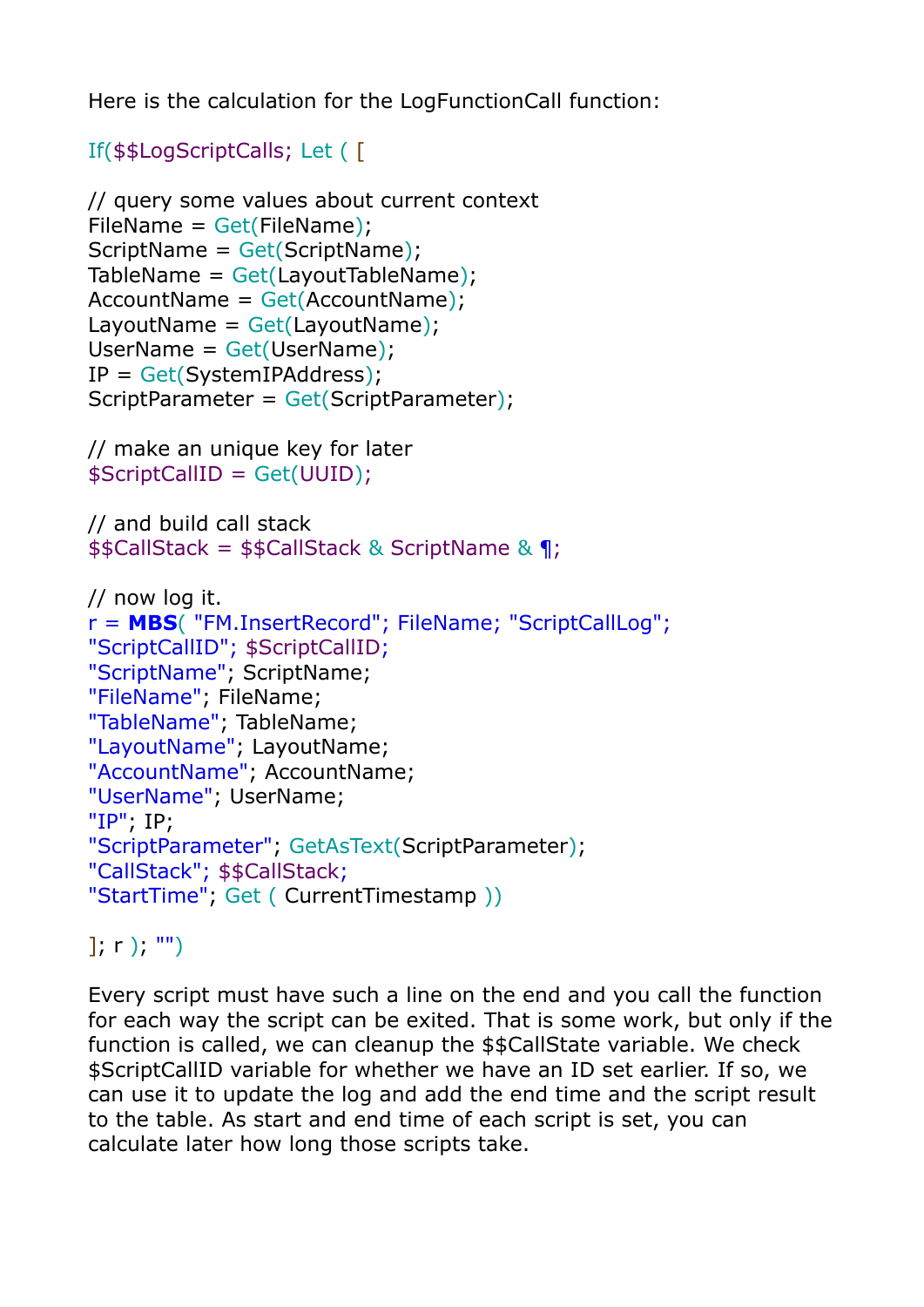Here is the calculation for the LogFunctionCall function:

```
If($$LogScriptCalls; Let ( [

// query some values about current context
FileName = Get(FileName);
ScriptName = Get(ScriptName);
TableName = Get(LayoutTableName);
AccountName = Get(AccountName);
LayoutName = Get(LayoutName);
UserName = Get(UserName);
IP = Get(SystemIPAddress);
ScriptParameter = Get(ScriptParameter);

// make an unique key for later
$ScriptCallID = Get(UUID);

// and build call stack
$$CallStack = $$CallStack & ScriptName & ¶;

// now log it.
r = MBS( "FM.InsertRecord"; FileName; "ScriptCallLog";
"ScriptCallID"; $ScriptCallID;
"ScriptName"; ScriptName;
"FileName"; FileName;
"TableName"; TableName;
"LayoutName"; LayoutName;
"AccountName"; AccountName;
"UserName"; UserName;
"IP"; IP;
"ScriptParameter"; GetAsText(ScriptParameter);
"CallStack"; $$CallStack;
"StartTime"; Get ( CurrentTimestamp ))

]; r ); "")
```

Every script must have such a line on the end and you call the function for each way the script can be exited. That is some work, but only if the function is called, we can cleanup the $$CallState variable. We check $ScriptCallID variable for whether we have an ID set earlier. If so, we can use it to update the log and add the end time and the script result to the table. As start and end time of each script is set, you can calculate later how long those scripts take.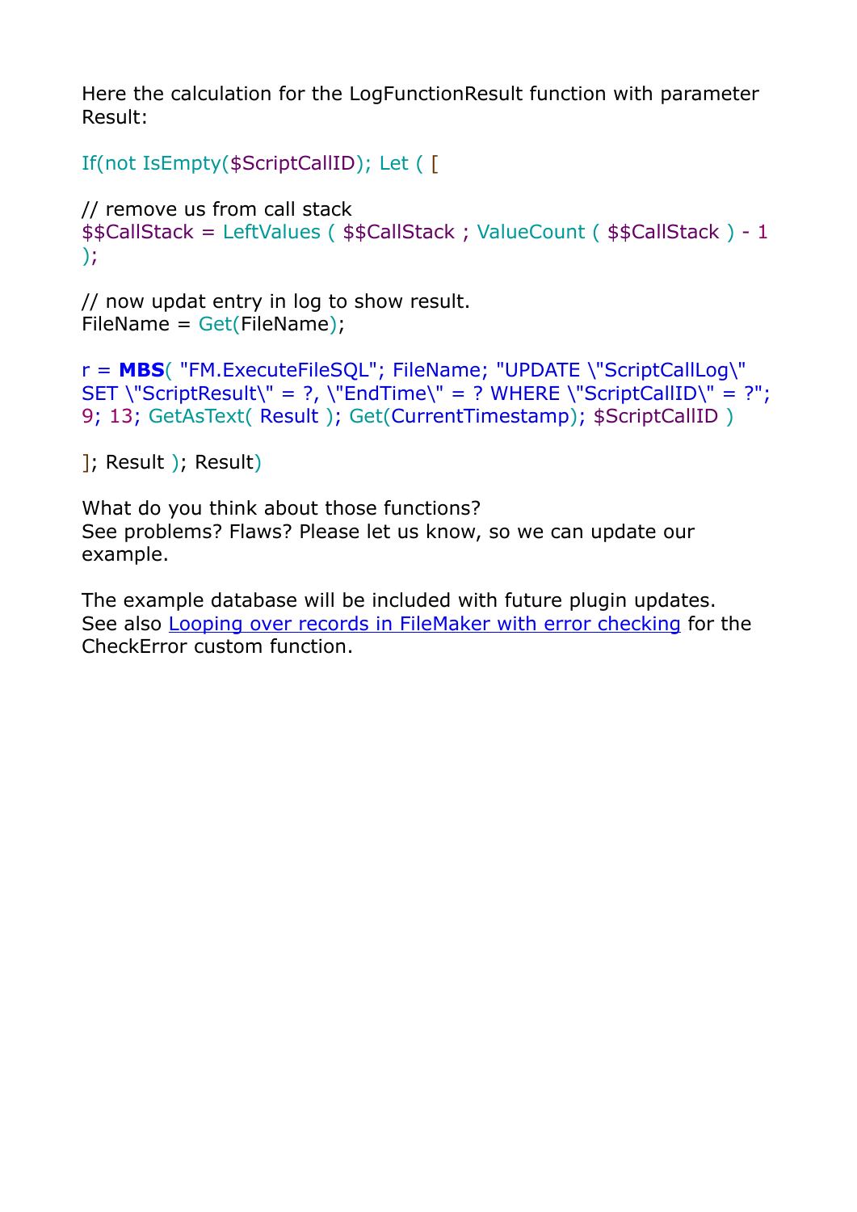Here the calculation for the LogFunctionResult function with parameter Result:

```
If(not IsEmpty($ScriptCallID); Let ( [

// remove us from call stack
$$CallStack = LeftValues ( $$CallStack ; ValueCount ( $$CallStack ) - 1
);

// now updat entry in log to show result.
FileName = Get(FileName);

r = MBS( "FM.ExecuteFileSQL"; FileName; "UPDATE \"ScriptCallLog\"
SET \"ScriptResult\" = ?, \"EndTime\" = ? WHERE \"ScriptCallID\" = ?";
9; 13; GetAsText( Result ); Get(CurrentTimestamp); $ScriptCallID )

]; Result ); Result)
```

What do you think about those functions?
See problems? Flaws? Please let us know, so we can update our example.

The example database will be included with future plugin updates.
See also [Looping over records in FileMaker with error checking] for the CheckError custom function.